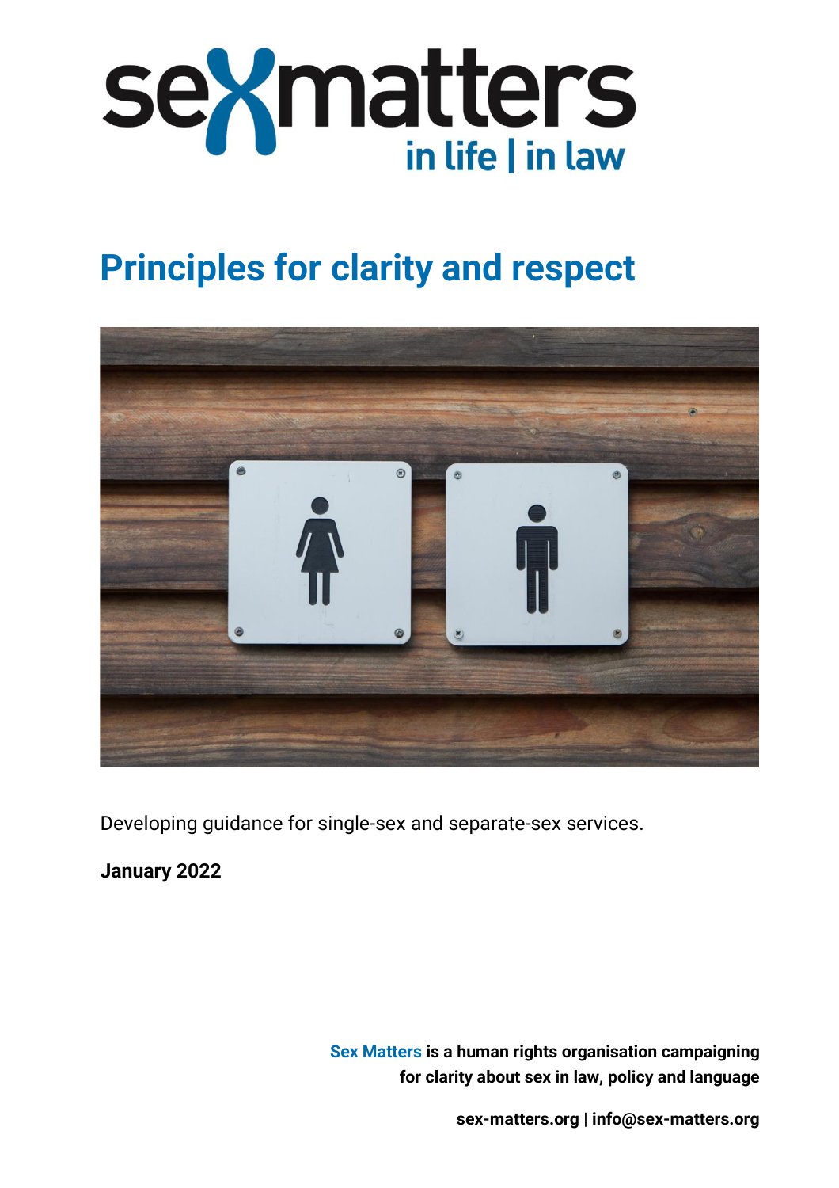sexmatters
in life | in law

# Principles for clarity and respect

Developing guidance for single-sex and separate-sex services.

**January 2022**

**Sex Matters is a human rights organisation campaigning for clarity about sex in law, policy and language**

**sex-matters.org | info@sex-matters.org**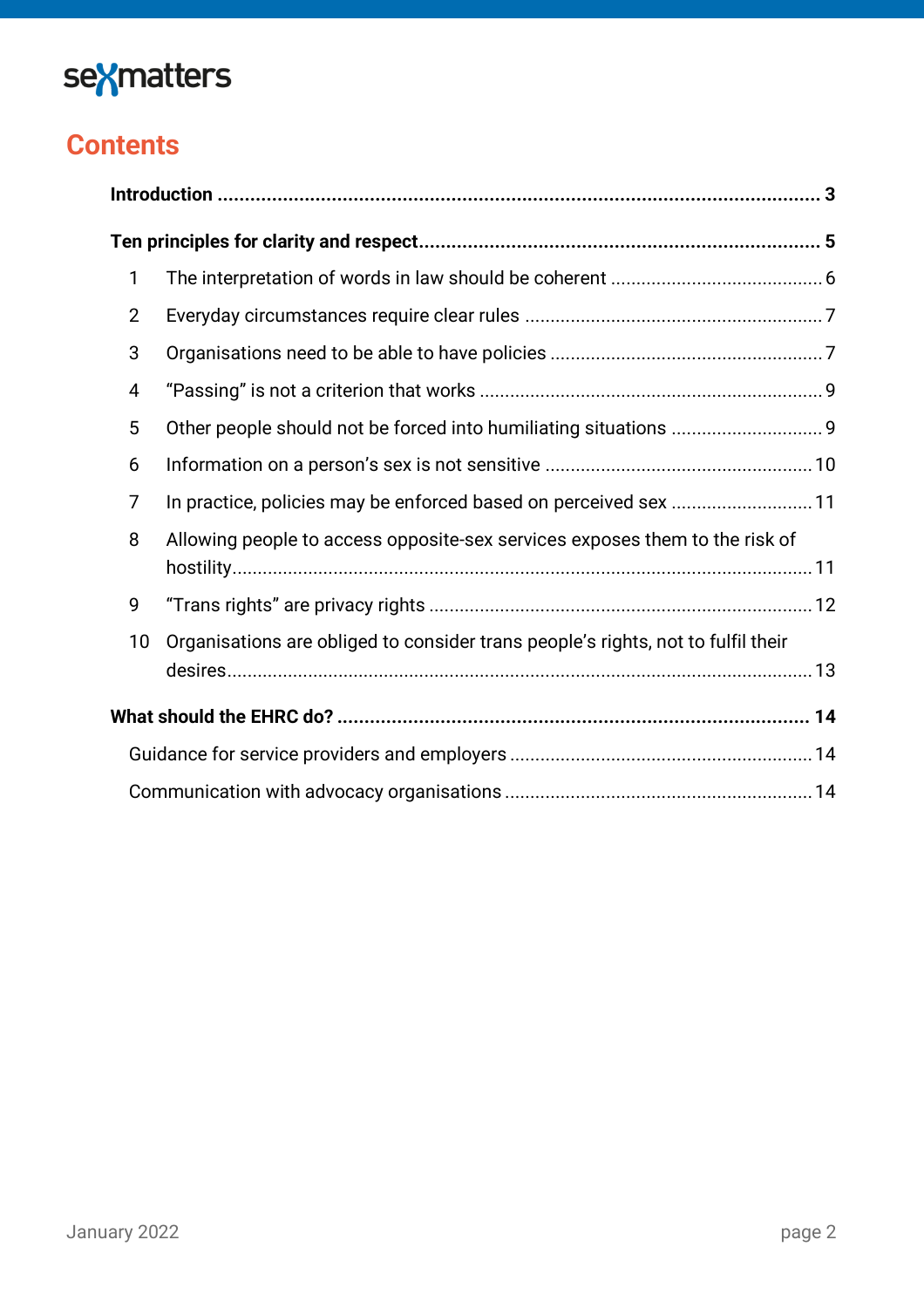# Contents

**Introduction** ........ 3

**Ten principles for clarity and respect** ........ 5

1. The interpretation of words in law should be coherent ........ 6
2. Everyday circumstances require clear rules ........ 7
3. Organisations need to be able to have policies ........ 7
4. "Passing" is not a criterion that works ........ 9
5. Other people should not be forced into humiliating situations ........ 9
6. Information on a person's sex is not sensitive ........ 10
7. In practice, policies may be enforced based on perceived sex ........ 11
8. Allowing people to access opposite-sex services exposes them to the risk of hostility ........ 11
9. "Trans rights" are privacy rights ........ 12
10. Organisations are obliged to consider trans people's rights, not to fulfil their desires ........ 13

**What should the EHRC do?** ........ 14

- Guidance for service providers and employers ........ 14
- Communication with advocacy organisations ........ 14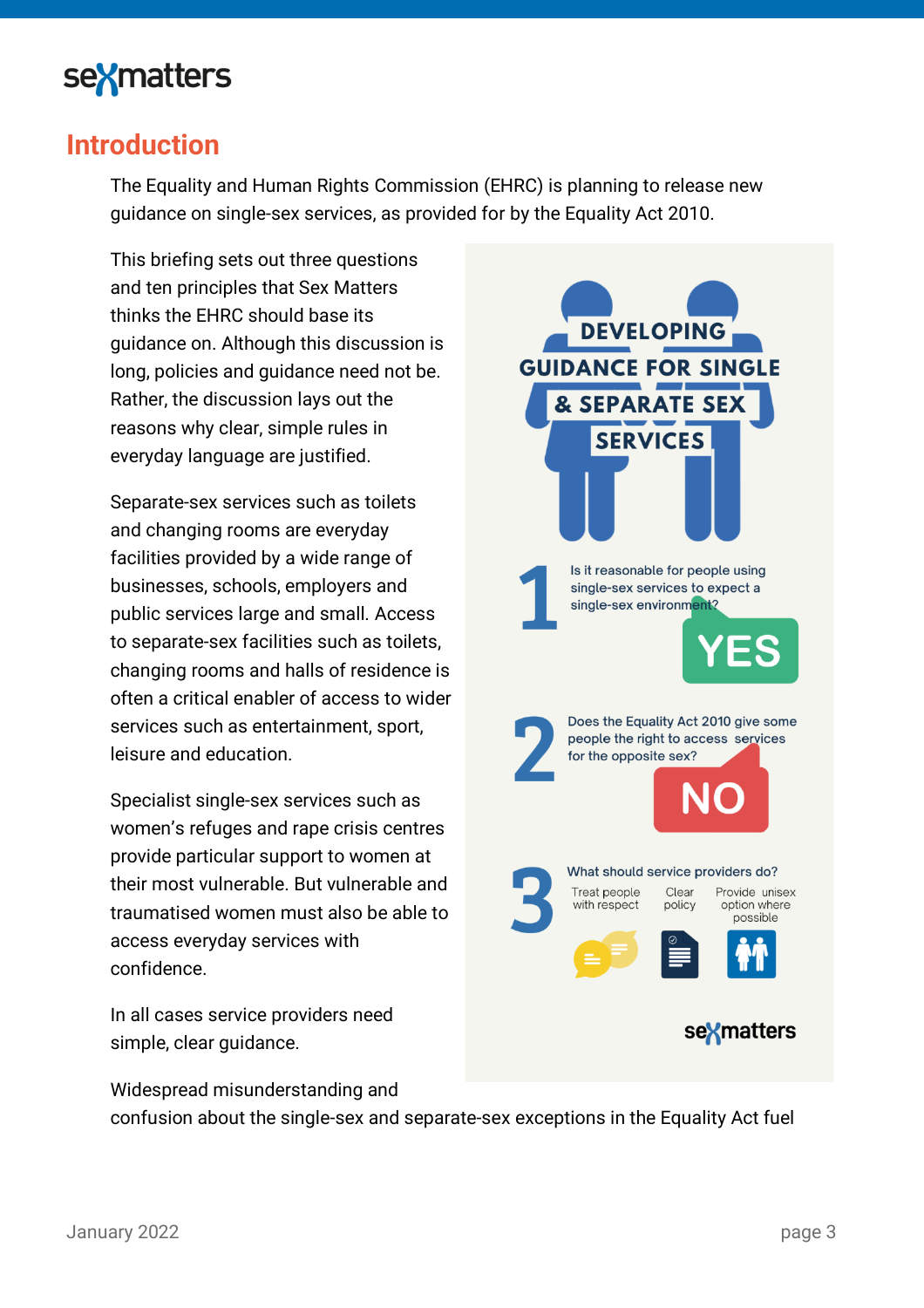## Introduction

The Equality and Human Rights Commission (EHRC) is planning to release new guidance on single-sex services, as provided for by the Equality Act 2010.

This briefing sets out three questions and ten principles that Sex Matters thinks the EHRC should base its guidance on. Although this discussion is long, policies and guidance need not be. Rather, the discussion lays out the reasons why clear, simple rules in everyday language are justified.

Separate-sex services such as toilets and changing rooms are everyday facilities provided by a wide range of businesses, schools, employers and public services large and small. Access to separate-sex facilities such as toilets, changing rooms and halls of residence is often a critical enabler of access to wider services such as entertainment, sport, leisure and education.

Specialist single-sex services such as women's refuges and rape crisis centres provide particular support to women at their most vulnerable. But vulnerable and traumatised women must also be able to access everyday services with confidence.

In all cases service providers need simple, clear guidance.

**DEVELOPING GUIDANCE FOR SINGLE & SEPARATE SEX SERVICES**

1. Is it reasonable for people using single-sex services to expect a single-sex environment? **YES**
2. Does the Equality Act 2010 give some people the right to access services for the opposite sex? **NO**
3. What should service providers do?
   - Treat people with respect
   - Clear policy
   - Provide unisex option where possible

sexmatters

Widespread misunderstanding and confusion about the single-sex and separate-sex exceptions in the Equality Act fuel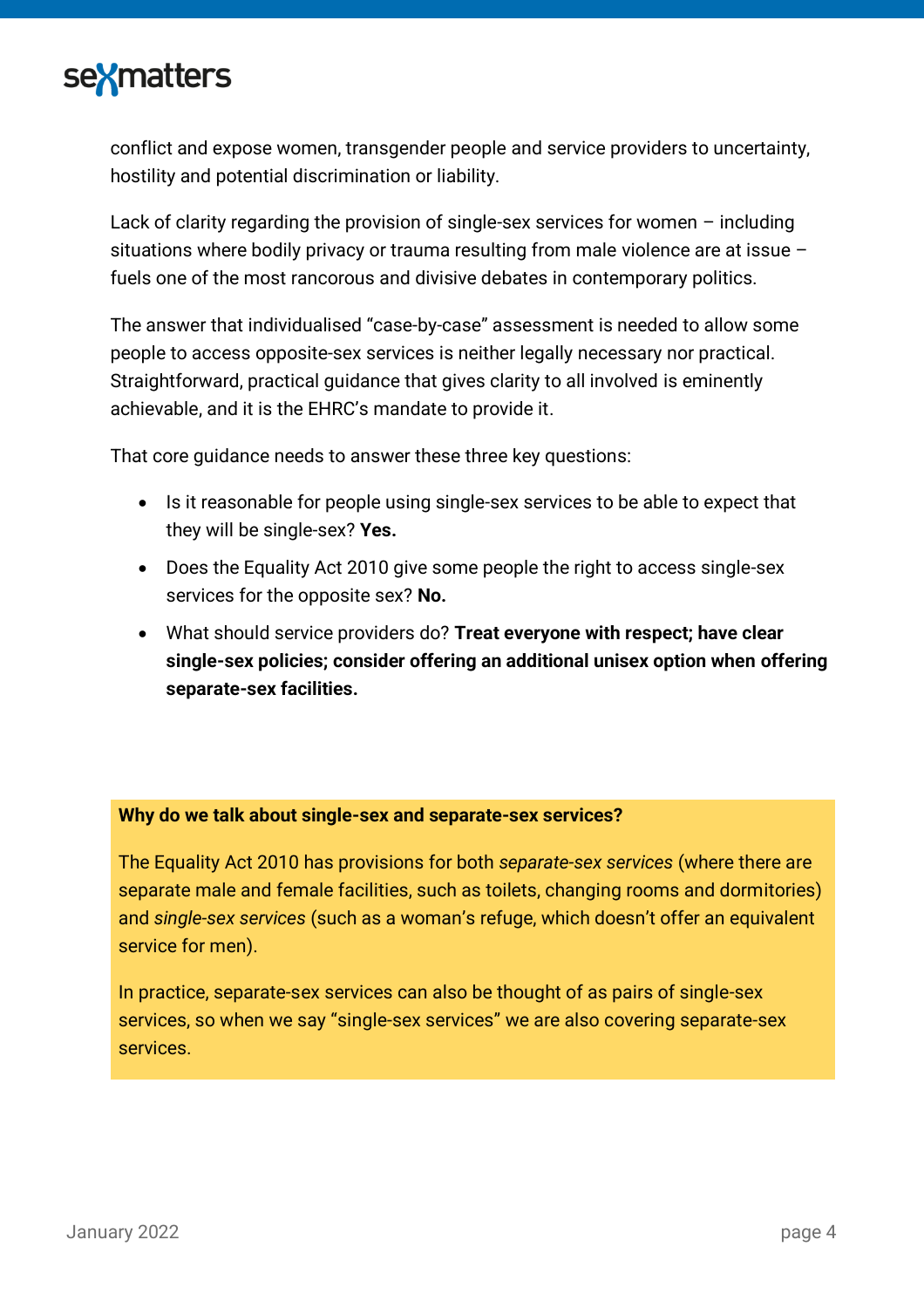conflict and expose women, transgender people and service providers to uncertainty, hostility and potential discrimination or liability.

Lack of clarity regarding the provision of single-sex services for women – including situations where bodily privacy or trauma resulting from male violence are at issue – fuels one of the most rancorous and divisive debates in contemporary politics.

The answer that individualised "case-by-case" assessment is needed to allow some people to access opposite-sex services is neither legally necessary nor practical. Straightforward, practical guidance that gives clarity to all involved is eminently achievable, and it is the EHRC's mandate to provide it.

That core guidance needs to answer these three key questions:

- Is it reasonable for people using single-sex services to be able to expect that they will be single-sex? **Yes.**
- Does the Equality Act 2010 give some people the right to access single-sex services for the opposite sex? **No.**
- What should service providers do? **Treat everyone with respect; have clear single-sex policies; consider offering an additional unisex option when offering separate-sex facilities.**

**Why do we talk about single-sex and separate-sex services?**

The Equality Act 2010 has provisions for both *separate-sex services* (where there are separate male and female facilities, such as toilets, changing rooms and dormitories) and *single-sex services* (such as a woman's refuge, which doesn't offer an equivalent service for men).

In practice, separate-sex services can also be thought of as pairs of single-sex services, so when we say "single-sex services" we are also covering separate-sex services.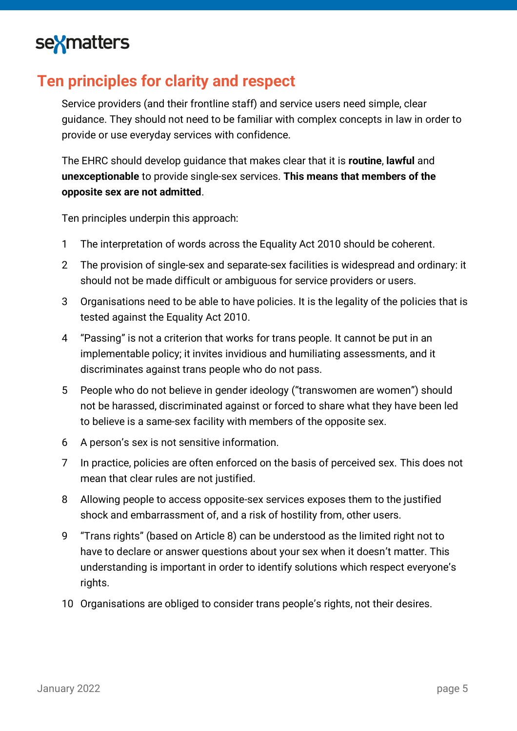## Ten principles for clarity and respect

Service providers (and their frontline staff) and service users need simple, clear guidance. They should not need to be familiar with complex concepts in law in order to provide or use everyday services with confidence.

The EHRC should develop guidance that makes clear that it is **routine**, **lawful** and **unexceptionable** to provide single-sex services. **This means that members of the opposite sex are not admitted**.

Ten principles underpin this approach:

1. The interpretation of words across the Equality Act 2010 should be coherent.
2. The provision of single-sex and separate-sex facilities is widespread and ordinary: it should not be made difficult or ambiguous for service providers or users.
3. Organisations need to be able to have policies. It is the legality of the policies that is tested against the Equality Act 2010.
4. "Passing" is not a criterion that works for trans people. It cannot be put in an implementable policy; it invites invidious and humiliating assessments, and it discriminates against trans people who do not pass.
5. People who do not believe in gender ideology ("transwomen are women") should not be harassed, discriminated against or forced to share what they have been led to believe is a same-sex facility with members of the opposite sex.
6. A person's sex is not sensitive information.
7. In practice, policies are often enforced on the basis of perceived sex. This does not mean that clear rules are not justified.
8. Allowing people to access opposite-sex services exposes them to the justified shock and embarrassment of, and a risk of hostility from, other users.
9. "Trans rights" (based on Article 8) can be understood as the limited right not to have to declare or answer questions about your sex when it doesn't matter. This understanding is important in order to identify solutions which respect everyone's rights.
10. Organisations are obliged to consider trans people's rights, not their desires.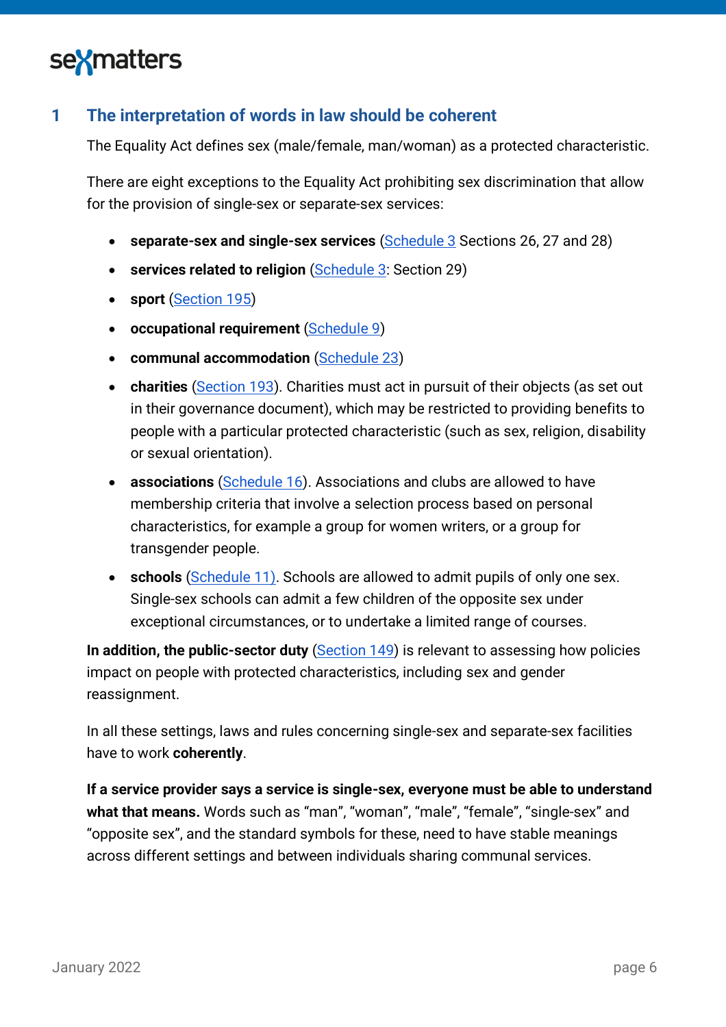## 1 The interpretation of words in law should be coherent

The Equality Act defines sex (male/female, man/woman) as a protected characteristic.

There are eight exceptions to the Equality Act prohibiting sex discrimination that allow for the provision of single-sex or separate-sex services:

- **separate-sex and single-sex services** (Schedule 3 Sections 26, 27 and 28)
- **services related to religion** (Schedule 3: Section 29)
- **sport** (Section 195)
- **occupational requirement** (Schedule 9)
- **communal accommodation** (Schedule 23)
- **charities** (Section 193). Charities must act in pursuit of their objects (as set out in their governance document), which may be restricted to providing benefits to people with a particular protected characteristic (such as sex, religion, disability or sexual orientation).
- **associations** (Schedule 16). Associations and clubs are allowed to have membership criteria that involve a selection process based on personal characteristics, for example a group for women writers, or a group for transgender people.
- **schools** (Schedule 11). Schools are allowed to admit pupils of only one sex. Single-sex schools can admit a few children of the opposite sex under exceptional circumstances, or to undertake a limited range of courses.

**In addition, the public-sector duty** (Section 149) is relevant to assessing how policies impact on people with protected characteristics, including sex and gender reassignment.

In all these settings, laws and rules concerning single-sex and separate-sex facilities have to work **coherently**.

**If a service provider says a service is single-sex, everyone must be able to understand what that means.** Words such as "man", "woman", "male", "female", "single-sex" and "opposite sex", and the standard symbols for these, need to have stable meanings across different settings and between individuals sharing communal services.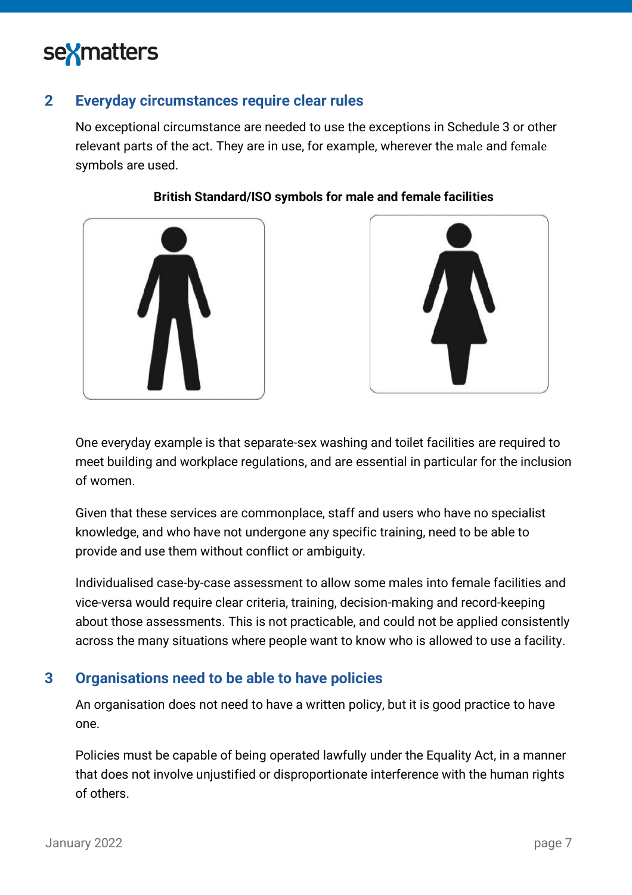## 2 Everyday circumstances require clear rules

No exceptional circumstance are needed to use the exceptions in Schedule 3 or other relevant parts of the act. They are in use, for example, wherever the male and female symbols are used.

**British Standard/ISO symbols for male and female facilities**

One everyday example is that separate-sex washing and toilet facilities are required to meet building and workplace regulations, and are essential in particular for the inclusion of women.

Given that these services are commonplace, staff and users who have no specialist knowledge, and who have not undergone any specific training, need to be able to provide and use them without conflict or ambiguity.

Individualised case-by-case assessment to allow some males into female facilities and vice-versa would require clear criteria, training, decision-making and record-keeping about those assessments. This is not practicable, and could not be applied consistently across the many situations where people want to know who is allowed to use a facility.

## 3 Organisations need to be able to have policies

An organisation does not need to have a written policy, but it is good practice to have one.

Policies must be capable of being operated lawfully under the Equality Act, in a manner that does not involve unjustified or disproportionate interference with the human rights of others.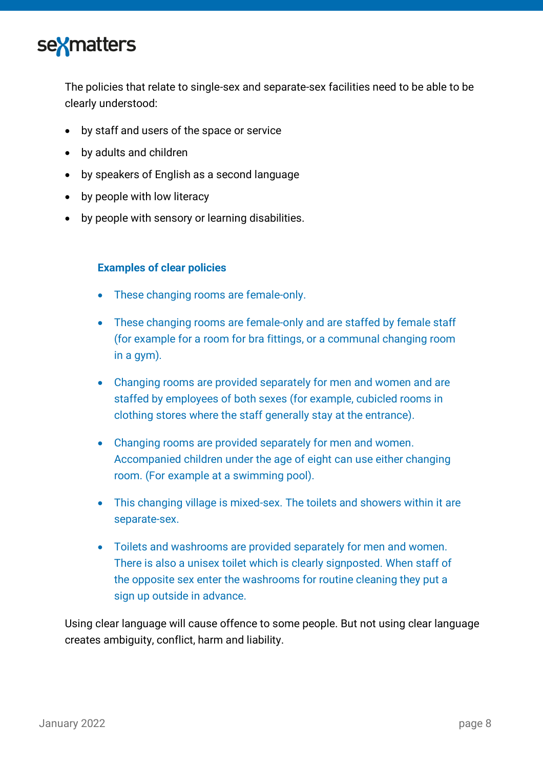The policies that relate to single-sex and separate-sex facilities need to be able to be clearly understood:

- by staff and users of the space or service
- by adults and children
- by speakers of English as a second language
- by people with low literacy
- by people with sensory or learning disabilities.

### Examples of clear policies

- These changing rooms are female-only.
- These changing rooms are female-only and are staffed by female staff (for example for a room for bra fittings, or a communal changing room in a gym).
- Changing rooms are provided separately for men and women and are staffed by employees of both sexes (for example, cubicled rooms in clothing stores where the staff generally stay at the entrance).
- Changing rooms are provided separately for men and women. Accompanied children under the age of eight can use either changing room. (For example at a swimming pool).
- This changing village is mixed-sex. The toilets and showers within it are separate-sex.
- Toilets and washrooms are provided separately for men and women. There is also a unisex toilet which is clearly signposted. When staff of the opposite sex enter the washrooms for routine cleaning they put a sign up outside in advance.

Using clear language will cause offence to some people. But not using clear language creates ambiguity, conflict, harm and liability.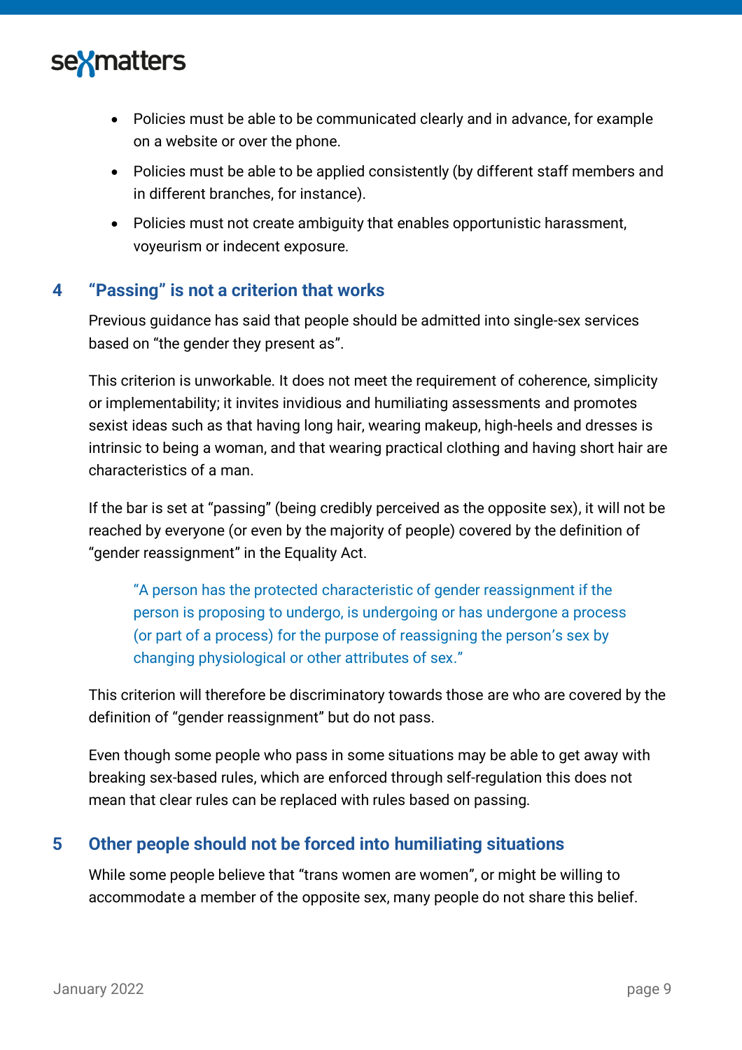- Policies must be able to be communicated clearly and in advance, for example on a website or over the phone.
- Policies must be able to be applied consistently (by different staff members and in different branches, for instance).
- Policies must not create ambiguity that enables opportunistic harassment, voyeurism or indecent exposure.

## 4 "Passing" is not a criterion that works

Previous guidance has said that people should be admitted into single-sex services based on "the gender they present as".

This criterion is unworkable. It does not meet the requirement of coherence, simplicity or implementability; it invites invidious and humiliating assessments and promotes sexist ideas such as that having long hair, wearing makeup, high-heels and dresses is intrinsic to being a woman, and that wearing practical clothing and having short hair are characteristics of a man.

If the bar is set at "passing" (being credibly perceived as the opposite sex), it will not be reached by everyone (or even by the majority of people) covered by the definition of "gender reassignment" in the Equality Act.

> "A person has the protected characteristic of gender reassignment if the person is proposing to undergo, is undergoing or has undergone a process (or part of a process) for the purpose of reassigning the person's sex by changing physiological or other attributes of sex."

This criterion will therefore be discriminatory towards those are who are covered by the definition of "gender reassignment" but do not pass.

Even though some people who pass in some situations may be able to get away with breaking sex-based rules, which are enforced through self-regulation this does not mean that clear rules can be replaced with rules based on passing.

## 5 Other people should not be forced into humiliating situations

While some people believe that "trans women are women", or might be willing to accommodate a member of the opposite sex, many people do not share this belief.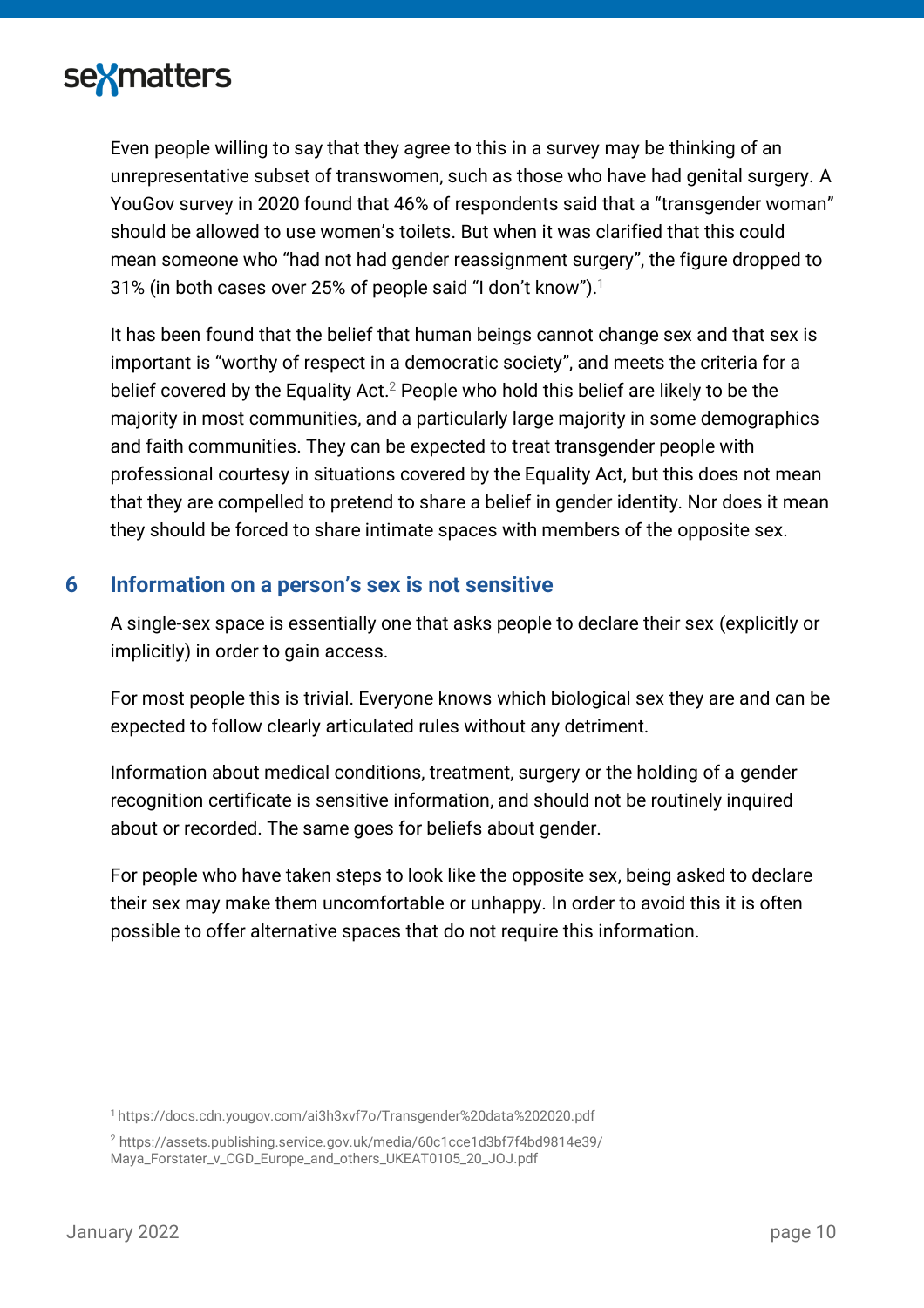Even people willing to say that they agree to this in a survey may be thinking of an unrepresentative subset of transwomen, such as those who have had genital surgery. A YouGov survey in 2020 found that 46% of respondents said that a "transgender woman" should be allowed to use women's toilets. But when it was clarified that this could mean someone who "had not had gender reassignment surgery", the figure dropped to 31% (in both cases over 25% of people said "I don't know").[1]

It has been found that the belief that human beings cannot change sex and that sex is important is "worthy of respect in a democratic society", and meets the criteria for a belief covered by the Equality Act.[2] People who hold this belief are likely to be the majority in most communities, and a particularly large majority in some demographics and faith communities. They can be expected to treat transgender people with professional courtesy in situations covered by the Equality Act, but this does not mean that they are compelled to pretend to share a belief in gender identity. Nor does it mean they should be forced to share intimate spaces with members of the opposite sex.

## 6 Information on a person's sex is not sensitive

A single-sex space is essentially one that asks people to declare their sex (explicitly or implicitly) in order to gain access.

For most people this is trivial. Everyone knows which biological sex they are and can be expected to follow clearly articulated rules without any detriment.

Information about medical conditions, treatment, surgery or the holding of a gender recognition certificate is sensitive information, and should not be routinely inquired about or recorded. The same goes for beliefs about gender.

For people who have taken steps to look like the opposite sex, being asked to declare their sex may make them uncomfortable or unhappy. In order to avoid this it is often possible to offer alternative spaces that do not require this information.

---

[1] https://docs.cdn.yougov.com/ai3h3xvf7o/Transgender%20data%202020.pdf

[2] https://assets.publishing.service.gov.uk/media/60c1cce1d3bf7f4bd9814e39/Maya_Forstater_v_CGD_Europe_and_others_UKEAT0105_20_JOJ.pdf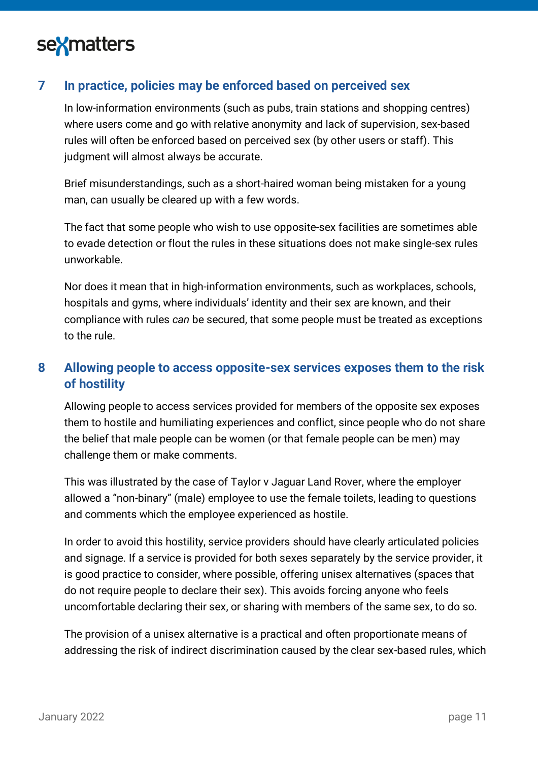## 7 In practice, policies may be enforced based on perceived sex

In low-information environments (such as pubs, train stations and shopping centres) where users come and go with relative anonymity and lack of supervision, sex-based rules will often be enforced based on perceived sex (by other users or staff). This judgment will almost always be accurate.

Brief misunderstandings, such as a short-haired woman being mistaken for a young man, can usually be cleared up with a few words.

The fact that some people who wish to use opposite-sex facilities are sometimes able to evade detection or flout the rules in these situations does not make single-sex rules unworkable.

Nor does it mean that in high-information environments, such as workplaces, schools, hospitals and gyms, where individuals' identity and their sex are known, and their compliance with rules *can* be secured, that some people must be treated as exceptions to the rule.

## 8 Allowing people to access opposite-sex services exposes them to the risk of hostility

Allowing people to access services provided for members of the opposite sex exposes them to hostile and humiliating experiences and conflict, since people who do not share the belief that male people can be women (or that female people can be men) may challenge them or make comments.

This was illustrated by the case of Taylor v Jaguar Land Rover, where the employer allowed a "non-binary" (male) employee to use the female toilets, leading to questions and comments which the employee experienced as hostile.

In order to avoid this hostility, service providers should have clearly articulated policies and signage. If a service is provided for both sexes separately by the service provider, it is good practice to consider, where possible, offering unisex alternatives (spaces that do not require people to declare their sex). This avoids forcing anyone who feels uncomfortable declaring their sex, or sharing with members of the same sex, to do so.

The provision of a unisex alternative is a practical and often proportionate means of addressing the risk of indirect discrimination caused by the clear sex-based rules, which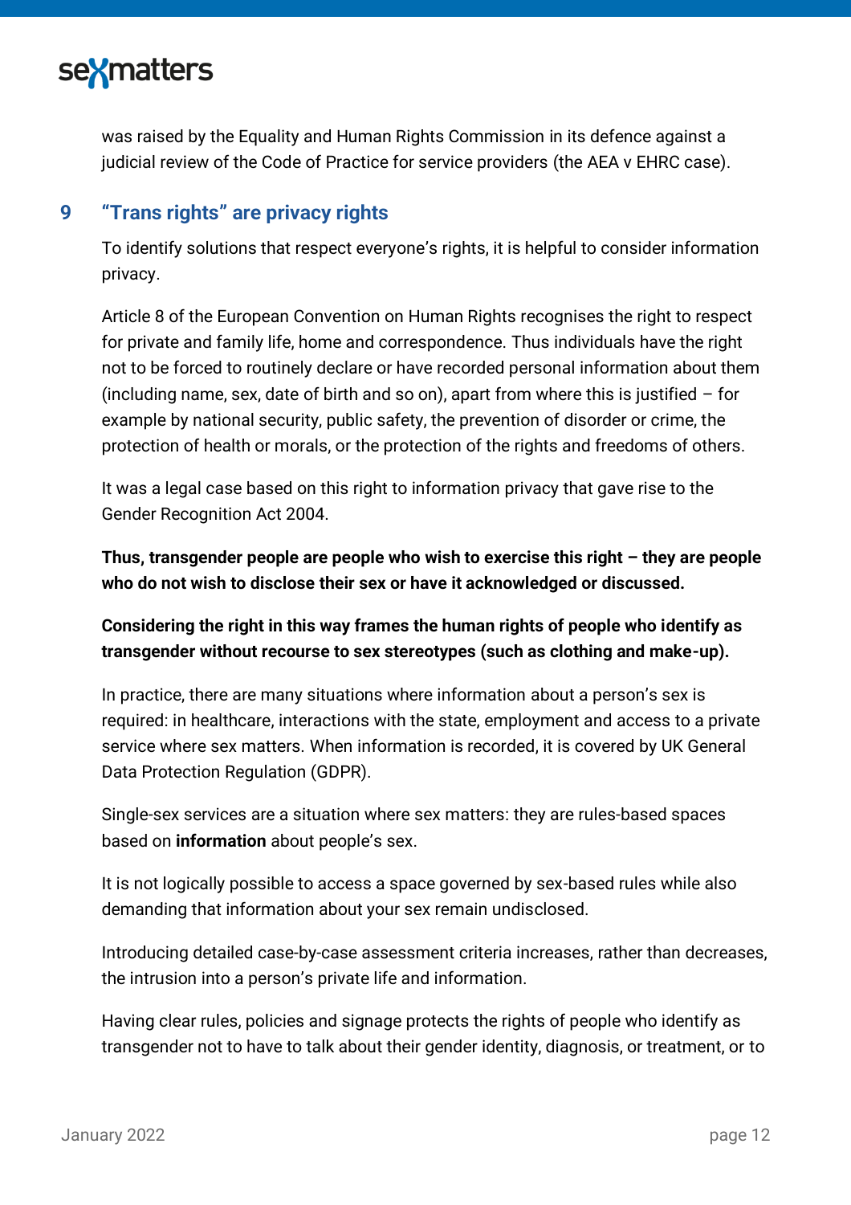was raised by the Equality and Human Rights Commission in its defence against a judicial review of the Code of Practice for service providers (the AEA v EHRC case).

## 9 "Trans rights" are privacy rights

To identify solutions that respect everyone's rights, it is helpful to consider information privacy.

Article 8 of the European Convention on Human Rights recognises the right to respect for private and family life, home and correspondence. Thus individuals have the right not to be forced to routinely declare or have recorded personal information about them (including name, sex, date of birth and so on), apart from where this is justified – for example by national security, public safety, the prevention of disorder or crime, the protection of health or morals, or the protection of the rights and freedoms of others.

It was a legal case based on this right to information privacy that gave rise to the Gender Recognition Act 2004.

**Thus, transgender people are people who wish to exercise this right – they are people who do not wish to disclose their sex or have it acknowledged or discussed.**

**Considering the right in this way frames the human rights of people who identify as transgender without recourse to sex stereotypes (such as clothing and make-up).**

In practice, there are many situations where information about a person's sex is required: in healthcare, interactions with the state, employment and access to a private service where sex matters. When information is recorded, it is covered by UK General Data Protection Regulation (GDPR).

Single-sex services are a situation where sex matters: they are rules-based spaces based on **information** about people's sex.

It is not logically possible to access a space governed by sex-based rules while also demanding that information about your sex remain undisclosed.

Introducing detailed case-by-case assessment criteria increases, rather than decreases, the intrusion into a person's private life and information.

Having clear rules, policies and signage protects the rights of people who identify as transgender not to have to talk about their gender identity, diagnosis, or treatment, or to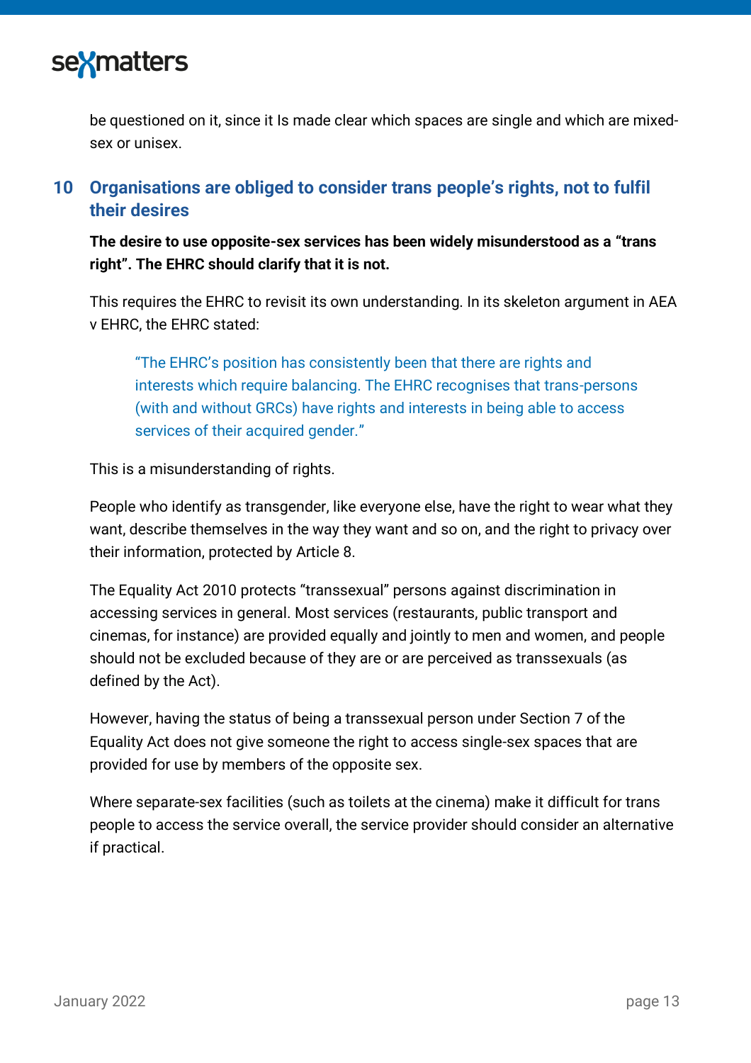be questioned on it, since it Is made clear which spaces are single and which are mixed-sex or unisex.

## 10 Organisations are obliged to consider trans people's rights, not to fulfil their desires

**The desire to use opposite-sex services has been widely misunderstood as a "trans right". The EHRC should clarify that it is not.**

This requires the EHRC to revisit its own understanding. In its skeleton argument in AEA v EHRC, the EHRC stated:

> "The EHRC's position has consistently been that there are rights and interests which require balancing. The EHRC recognises that trans-persons (with and without GRCs) have rights and interests in being able to access services of their acquired gender."

This is a misunderstanding of rights.

People who identify as transgender, like everyone else, have the right to wear what they want, describe themselves in the way they want and so on, and the right to privacy over their information, protected by Article 8.

The Equality Act 2010 protects "transsexual" persons against discrimination in accessing services in general. Most services (restaurants, public transport and cinemas, for instance) are provided equally and jointly to men and women, and people should not be excluded because of they are or are perceived as transsexuals (as defined by the Act).

However, having the status of being a transsexual person under Section 7 of the Equality Act does not give someone the right to access single-sex spaces that are provided for use by members of the opposite sex.

Where separate-sex facilities (such as toilets at the cinema) make it difficult for trans people to access the service overall, the service provider should consider an alternative if practical.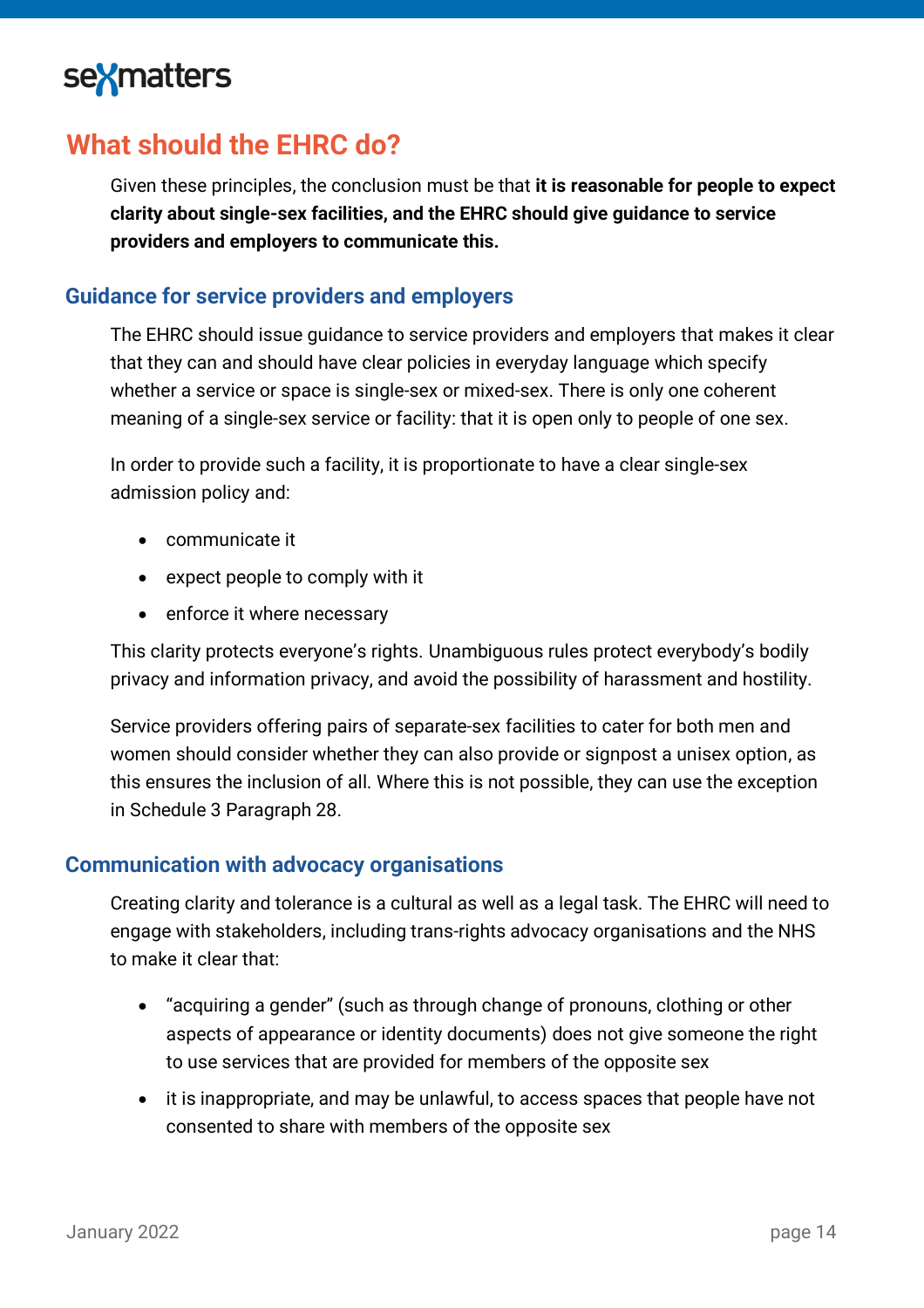## What should the EHRC do?

Given these principles, the conclusion must be that **it is reasonable for people to expect clarity about single-sex facilities, and the EHRC should give guidance to service providers and employers to communicate this.**

### Guidance for service providers and employers

The EHRC should issue guidance to service providers and employers that makes it clear that they can and should have clear policies in everyday language which specify whether a service or space is single-sex or mixed-sex. There is only one coherent meaning of a single-sex service or facility: that it is open only to people of one sex.

In order to provide such a facility, it is proportionate to have a clear single-sex admission policy and:

- communicate it
- expect people to comply with it
- enforce it where necessary

This clarity protects everyone's rights. Unambiguous rules protect everybody's bodily privacy and information privacy, and avoid the possibility of harassment and hostility.

Service providers offering pairs of separate-sex facilities to cater for both men and women should consider whether they can also provide or signpost a unisex option, as this ensures the inclusion of all. Where this is not possible, they can use the exception in Schedule 3 Paragraph 28.

### Communication with advocacy organisations

Creating clarity and tolerance is a cultural as well as a legal task. The EHRC will need to engage with stakeholders, including trans-rights advocacy organisations and the NHS to make it clear that:

- "acquiring a gender" (such as through change of pronouns, clothing or other aspects of appearance or identity documents) does not give someone the right to use services that are provided for members of the opposite sex
- it is inappropriate, and may be unlawful, to access spaces that people have not consented to share with members of the opposite sex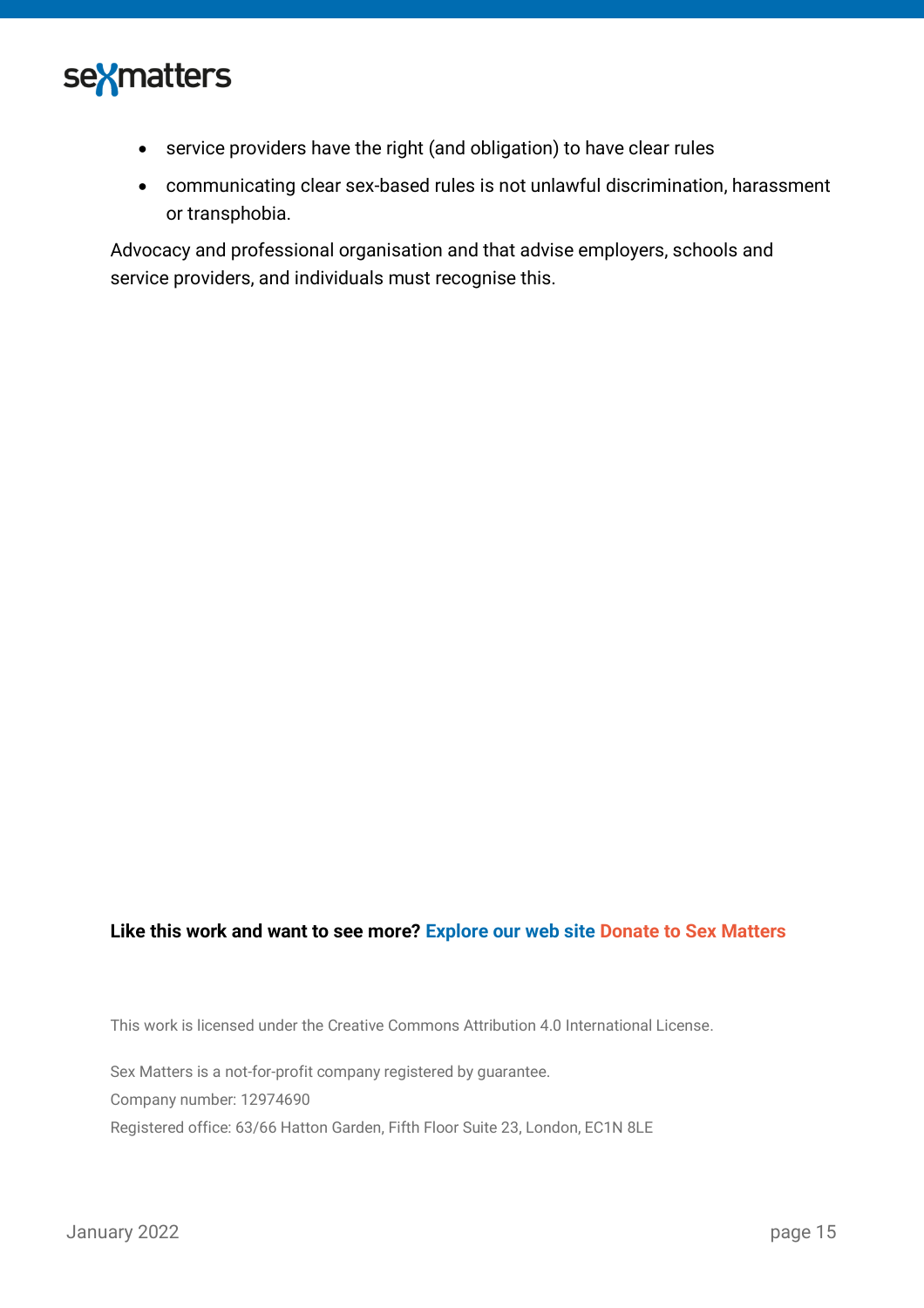- service providers have the right (and obligation) to have clear rules
- communicating clear sex-based rules is not unlawful discrimination, harassment or transphobia.

Advocacy and professional organisation and that advise employers, schools and service providers, and individuals must recognise this.

**Like this work and want to see more? Explore our web site Donate to Sex Matters**

This work is licensed under the Creative Commons Attribution 4.0 International License.

Sex Matters is a not-for-profit company registered by guarantee.
Company number: 12974690
Registered office: 63/66 Hatton Garden, Fifth Floor Suite 23, London, EC1N 8LE